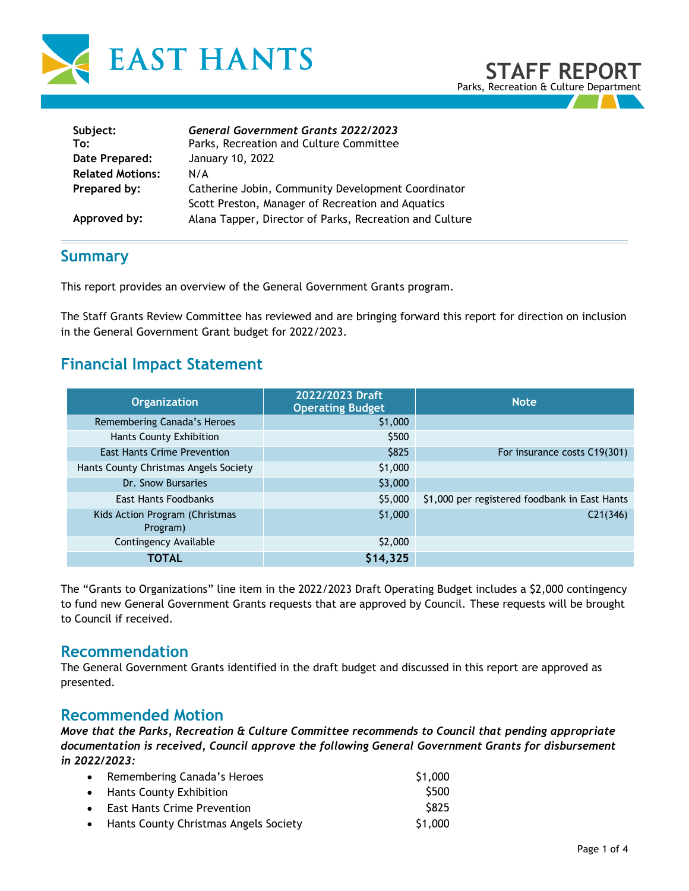# EAST HANTS

# STAFF REPORT

Parks, Recreation & Culture Department

| | |
|---|---|
| **Subject:** | ***General Government Grants 2022/2023*** |
| **To:** | Parks, Recreation and Culture Committee |
| **Date Prepared:** | January 10, 2022 |
| **Related Motions:** | N/A |
| **Prepared by:** | Catherine Jobin, Community Development Coordinator<br>Scott Preston, Manager of Recreation and Aquatics |
| **Approved by:** | Alana Tapper, Director of Parks, Recreation and Culture |

## Summary

This report provides an overview of the General Government Grants program.

The Staff Grants Review Committee has reviewed and are bringing forward this report for direction on inclusion in the General Government Grant budget for 2022/2023.

## Financial Impact Statement

| Organization | 2022/2023 Draft Operating Budget | Note |
|---|---:|---:|
| Remembering Canada's Heroes | $1,000 | |
| Hants County Exhibition | $500 | |
| East Hants Crime Prevention | $825 | For insurance costs C19(301) |
| Hants County Christmas Angels Society | $1,000 | |
| Dr. Snow Bursaries | $3,000 | |
| East Hants Foodbanks | $5,000 | $1,000 per registered foodbank in East Hants |
| Kids Action Program (Christmas Program) | $1,000 | C21(346) |
| Contingency Available | $2,000 | |
| **TOTAL** | **$14,325** | |

The "Grants to Organizations" line item in the 2022/2023 Draft Operating Budget includes a $2,000 contingency to fund new General Government Grants requests that are approved by Council. These requests will be brought to Council if received.

## Recommendation

The General Government Grants identified in the draft budget and discussed in this report are approved as presented.

## Recommended Motion

***Move that the Parks, Recreation & Culture Committee recommends to Council that pending appropriate documentation is received, Council approve the following General Government Grants for disbursement in 2022/2023:***

- Remembering Canada's Heroes $1,000
- Hants County Exhibition $500
- East Hants Crime Prevention $825
- Hants County Christmas Angels Society $1,000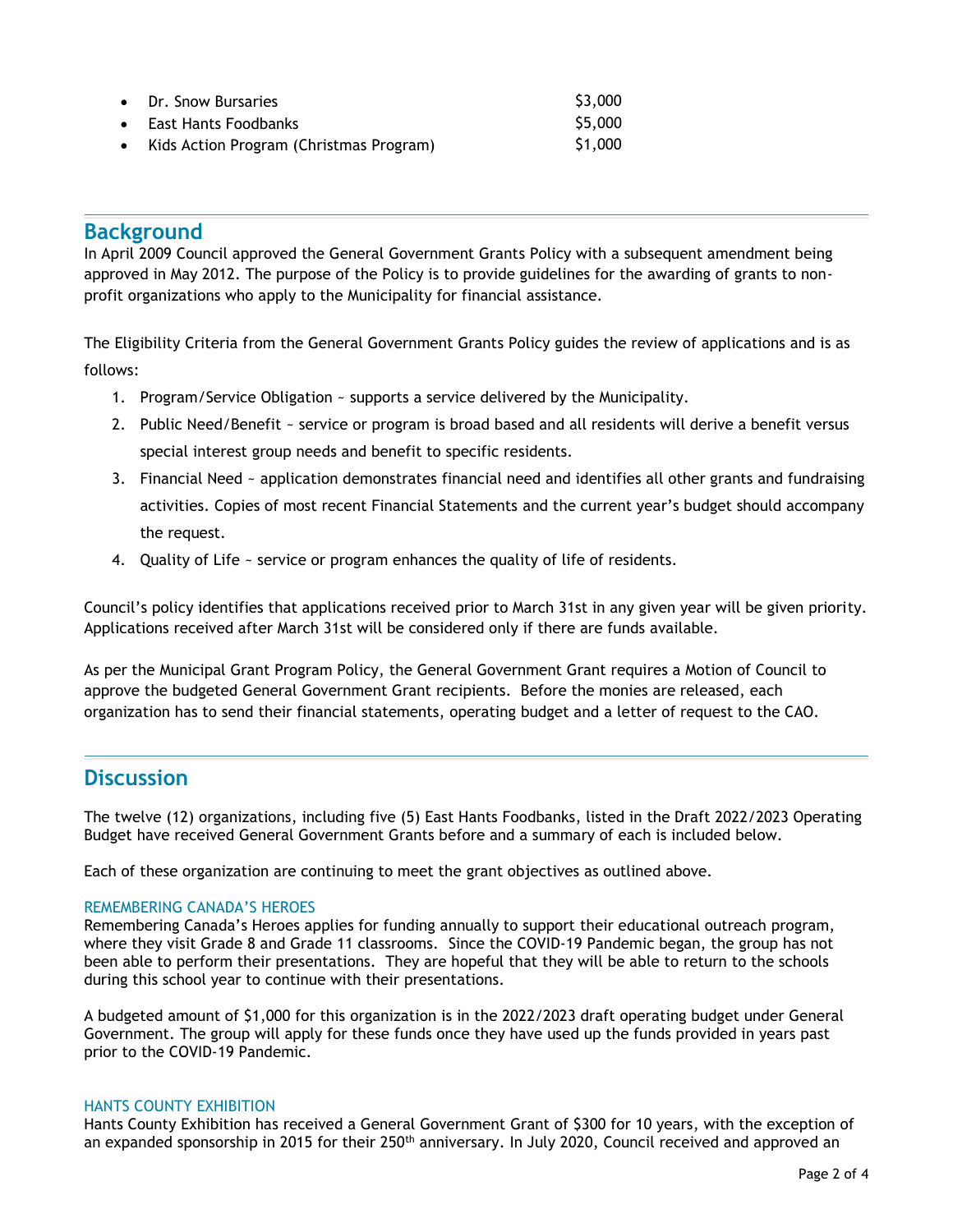- Dr. Snow Bursaries $3,000
- East Hants Foodbanks $5,000
- Kids Action Program (Christmas Program) $1,000

## Background

In April 2009 Council approved the General Government Grants Policy with a subsequent amendment being approved in May 2012. The purpose of the Policy is to provide guidelines for the awarding of grants to non-profit organizations who apply to the Municipality for financial assistance.

The Eligibility Criteria from the General Government Grants Policy guides the review of applications and is as follows:

1. Program/Service Obligation ~ supports a service delivered by the Municipality.
2. Public Need/Benefit ~ service or program is broad based and all residents will derive a benefit versus special interest group needs and benefit to specific residents.
3. Financial Need ~ application demonstrates financial need and identifies all other grants and fundraising activities. Copies of most recent Financial Statements and the current year's budget should accompany the request.
4. Quality of Life ~ service or program enhances the quality of life of residents.

Council's policy identifies that applications received prior to March 31st in any given year will be given priority. Applications received after March 31st will be considered only if there are funds available.

As per the Municipal Grant Program Policy, the General Government Grant requires a Motion of Council to approve the budgeted General Government Grant recipients. Before the monies are released, each organization has to send their financial statements, operating budget and a letter of request to the CAO.

## Discussion

The twelve (12) organizations, including five (5) East Hants Foodbanks, listed in the Draft 2022/2023 Operating Budget have received General Government Grants before and a summary of each is included below.

Each of these organization are continuing to meet the grant objectives as outlined above.

### REMEMBERING CANADA'S HEROES

Remembering Canada's Heroes applies for funding annually to support their educational outreach program, where they visit Grade 8 and Grade 11 classrooms. Since the COVID-19 Pandemic began, the group has not been able to perform their presentations. They are hopeful that they will be able to return to the schools during this school year to continue with their presentations.

A budgeted amount of $1,000 for this organization is in the 2022/2023 draft operating budget under General Government. The group will apply for these funds once they have used up the funds provided in years past prior to the COVID-19 Pandemic.

### HANTS COUNTY EXHIBITION

Hants County Exhibition has received a General Government Grant of $300 for 10 years, with the exception of an expanded sponsorship in 2015 for their 250th anniversary. In July 2020, Council received and approved an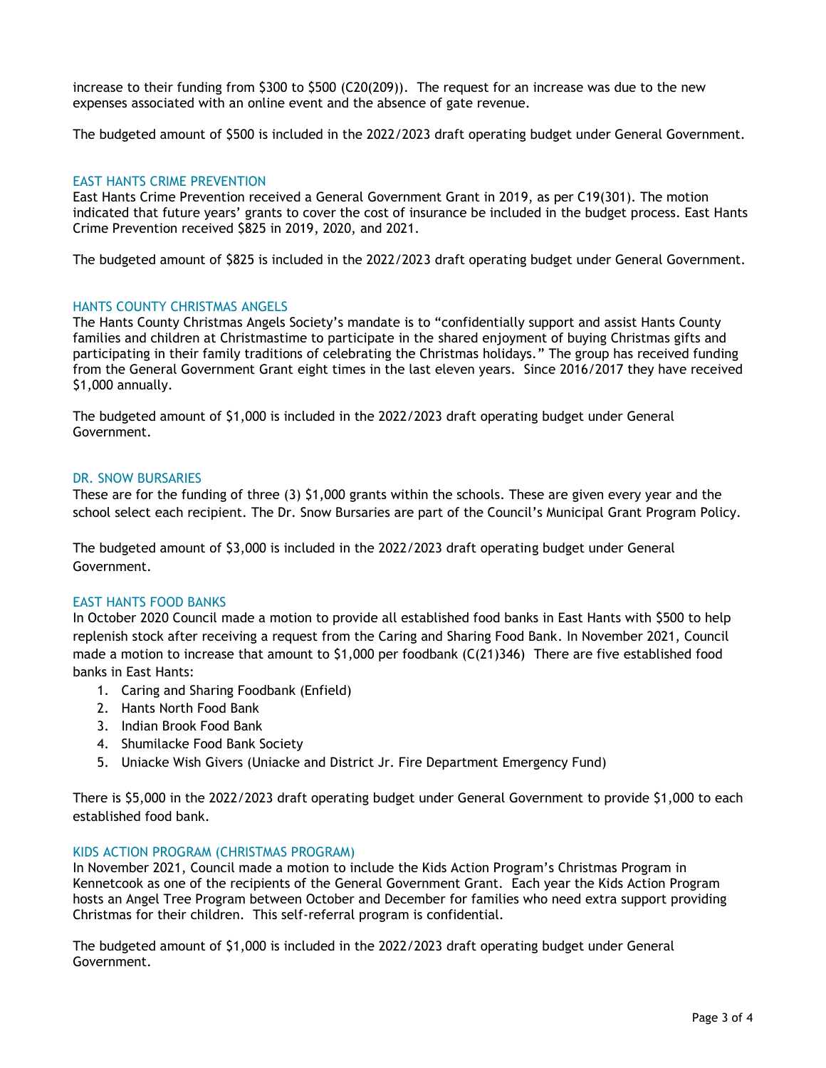increase to their funding from $300 to $500 (C20(209)). The request for an increase was due to the new expenses associated with an online event and the absence of gate revenue.

The budgeted amount of $500 is included in the 2022/2023 draft operating budget under General Government.

### EAST HANTS CRIME PREVENTION

East Hants Crime Prevention received a General Government Grant in 2019, as per C19(301). The motion indicated that future years' grants to cover the cost of insurance be included in the budget process. East Hants Crime Prevention received $825 in 2019, 2020, and 2021.

The budgeted amount of $825 is included in the 2022/2023 draft operating budget under General Government.

### HANTS COUNTY CHRISTMAS ANGELS

The Hants County Christmas Angels Society's mandate is to "confidentially support and assist Hants County families and children at Christmastime to participate in the shared enjoyment of buying Christmas gifts and participating in their family traditions of celebrating the Christmas holidays." The group has received funding from the General Government Grant eight times in the last eleven years. Since 2016/2017 they have received $1,000 annually.

The budgeted amount of $1,000 is included in the 2022/2023 draft operating budget under General Government.

### DR. SNOW BURSARIES

These are for the funding of three (3) $1,000 grants within the schools. These are given every year and the school select each recipient. The Dr. Snow Bursaries are part of the Council's Municipal Grant Program Policy.

The budgeted amount of $3,000 is included in the 2022/2023 draft operating budget under General Government.

### EAST HANTS FOOD BANKS

In October 2020 Council made a motion to provide all established food banks in East Hants with $500 to help replenish stock after receiving a request from the Caring and Sharing Food Bank. In November 2021, Council made a motion to increase that amount to $1,000 per foodbank (C(21)346) There are five established food banks in East Hants:

1. Caring and Sharing Foodbank (Enfield)
2. Hants North Food Bank
3. Indian Brook Food Bank
4. Shumilacke Food Bank Society
5. Uniacke Wish Givers (Uniacke and District Jr. Fire Department Emergency Fund)

There is $5,000 in the 2022/2023 draft operating budget under General Government to provide $1,000 to each established food bank.

### KIDS ACTION PROGRAM (CHRISTMAS PROGRAM)

In November 2021, Council made a motion to include the Kids Action Program's Christmas Program in Kennetcook as one of the recipients of the General Government Grant. Each year the Kids Action Program hosts an Angel Tree Program between October and December for families who need extra support providing Christmas for their children. This self-referral program is confidential.

The budgeted amount of $1,000 is included in the 2022/2023 draft operating budget under General Government.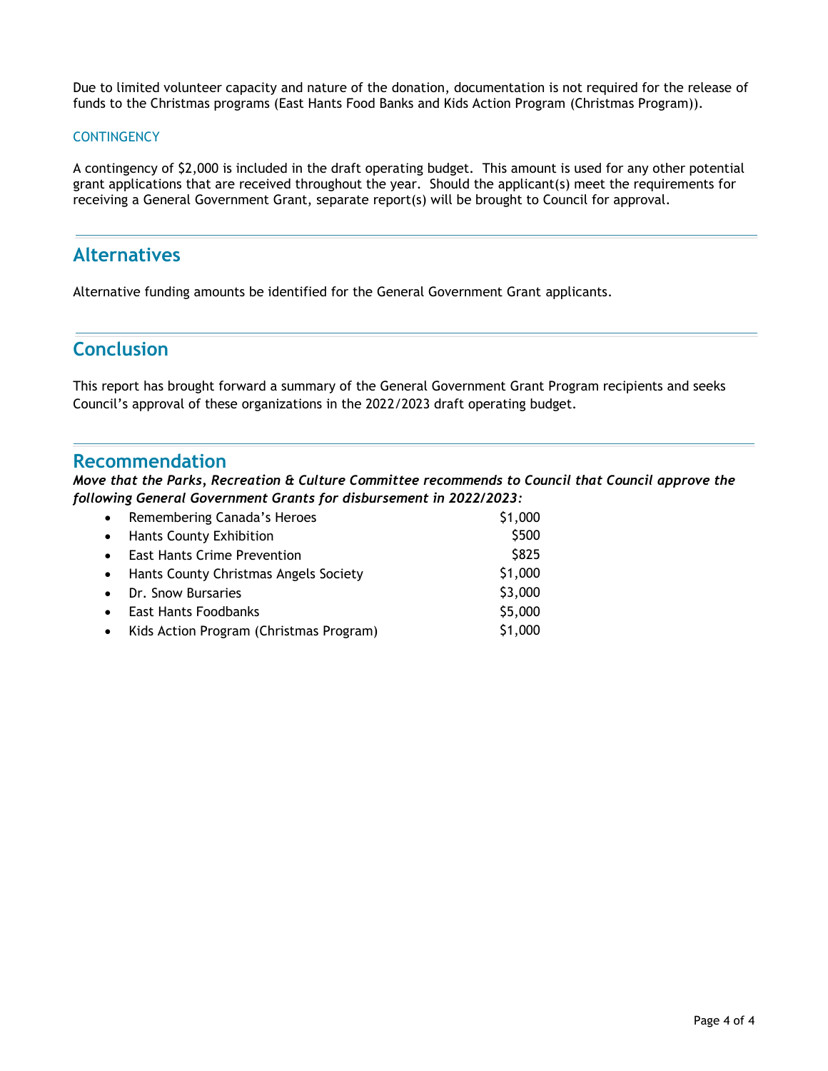Due to limited volunteer capacity and nature of the donation, documentation is not required for the release of funds to the Christmas programs (East Hants Food Banks and Kids Action Program (Christmas Program)).

### CONTINGENCY

A contingency of $2,000 is included in the draft operating budget. This amount is used for any other potential grant applications that are received throughout the year. Should the applicant(s) meet the requirements for receiving a General Government Grant, separate report(s) will be brought to Council for approval.

## Alternatives

Alternative funding amounts be identified for the General Government Grant applicants.

## Conclusion

This report has brought forward a summary of the General Government Grant Program recipients and seeks Council's approval of these organizations in the 2022/2023 draft operating budget.

## Recommendation

***Move that the Parks, Recreation & Culture Committee recommends to Council that Council approve the following General Government Grants for disbursement in 2022/2023:***

- Remembering Canada's Heroes $1,000
- Hants County Exhibition $500
- East Hants Crime Prevention $825
- Hants County Christmas Angels Society $1,000
- Dr. Snow Bursaries $3,000
- East Hants Foodbanks $5,000
- Kids Action Program (Christmas Program) $1,000